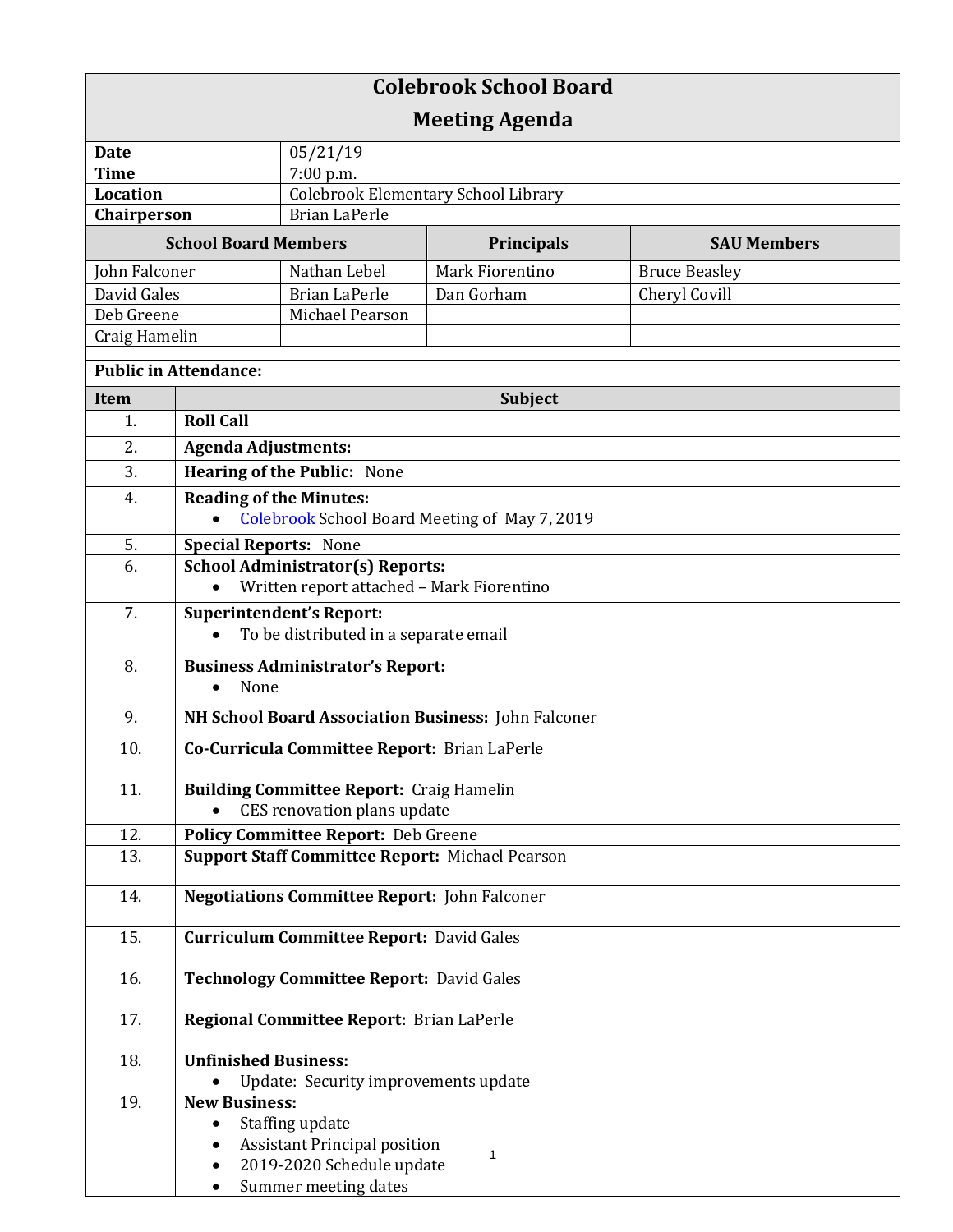# Colebrook School Board
## Meeting Agenda

| | |
|---|---|
| **Date** | 05/21/19 |
| **Time** | 7:00 p.m. |
| **Location** | Colebrook Elementary School Library |
| **Chairperson** | Brian LaPerle |

| School Board Members | | Principals | SAU Members |
|---|---|---|---|
| John Falconer | Nathan Lebel | Mark Fiorentino | Bruce Beasley |
| David Gales | Brian LaPerle | Dan Gorham | Cheryl Covill |
| Deb Greene | Michael Pearson | | |
| Craig Hamelin | | | |

**Public in Attendance:**

| Item | Subject |
|---|---|
| 1. | **Roll Call** |
| 2. | **Agenda Adjustments:** |
| 3. | **Hearing of the Public:** None |
| 4. | **Reading of the Minutes:**<br>• Colebrook School Board Meeting of May 7, 2019 |
| 5. | **Special Reports:** None |
| 6. | **School Administrator(s) Reports:**<br>• Written report attached – Mark Fiorentino |
| 7. | **Superintendent's Report:**<br>• To be distributed in a separate email |
| 8. | **Business Administrator's Report:**<br>• None |
| 9. | **NH School Board Association Business:** John Falconer |
| 10. | **Co-Curricula Committee Report:** Brian LaPerle |
| 11. | **Building Committee Report:** Craig Hamelin<br>• CES renovation plans update |
| 12. | **Policy Committee Report:** Deb Greene |
| 13. | **Support Staff Committee Report:** Michael Pearson |
| 14. | **Negotiations Committee Report:** John Falconer |
| 15. | **Curriculum Committee Report:** David Gales |
| 16. | **Technology Committee Report:** David Gales |
| 17. | **Regional Committee Report:** Brian LaPerle |
| 18. | **Unfinished Business:**<br>• Update: Security improvements update |
| 19. | **New Business:**<br>• Staffing update<br>• Assistant Principal position<br>• 2019-2020 Schedule update<br>• Summer meeting dates |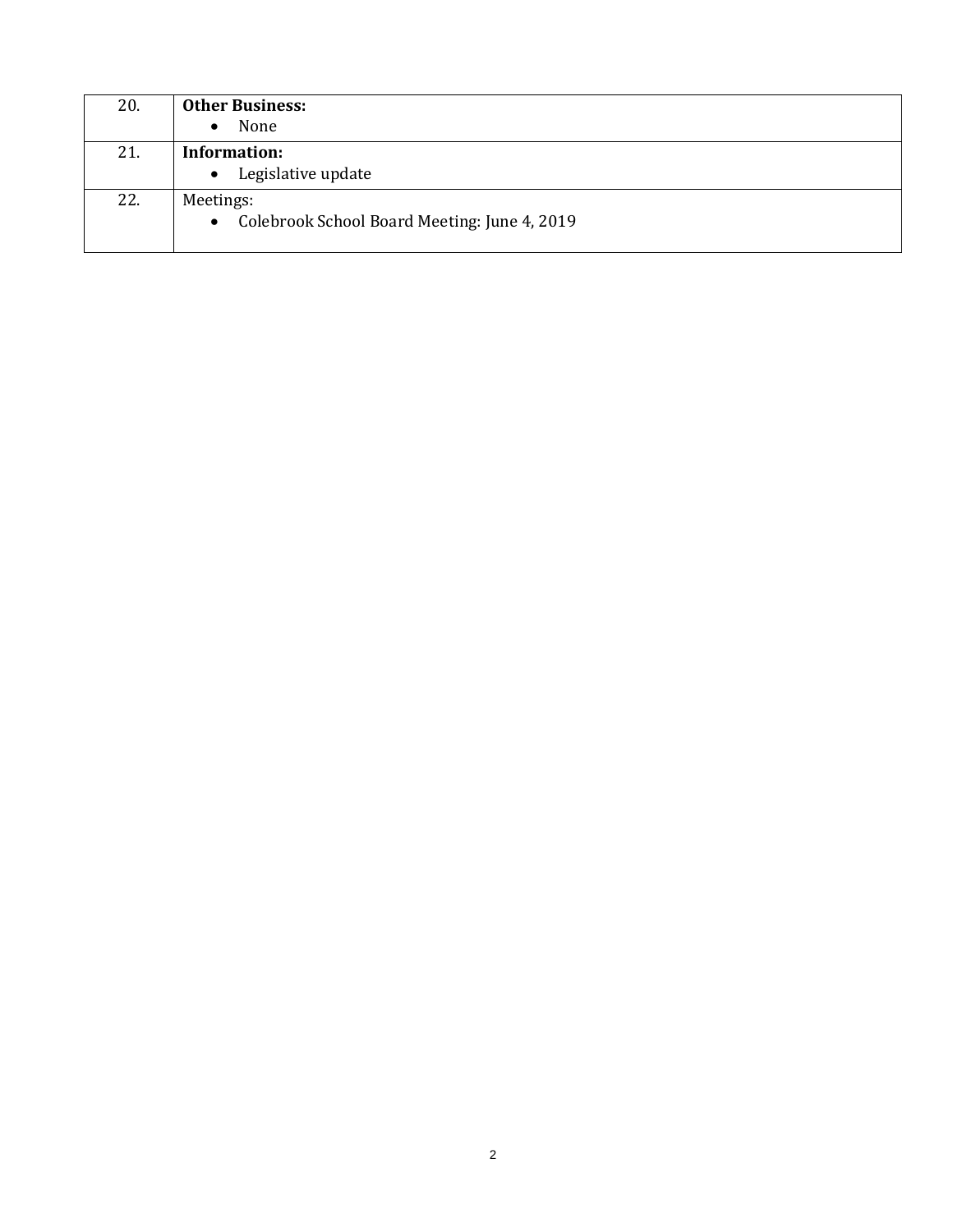| | |
|---|---|
| 20. | **Other Business:**<br>• None |
| 21. | **Information:**<br>• Legislative update |
| 22. | Meetings:<br>• Colebrook School Board Meeting: June 4, 2019 |